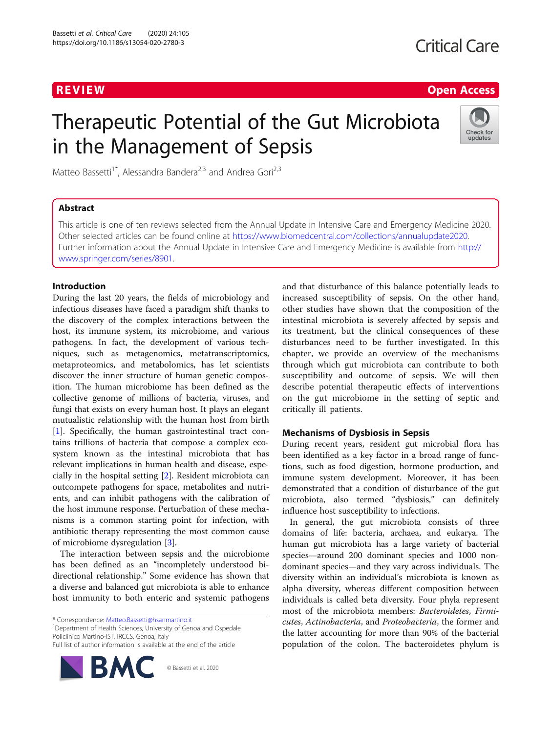REVIEW

Open Access

# Therapeutic Potential of the Gut Microbiota in the Management of Sepsis

Matteo Bassetti[1*], Alessandra Bandera[2,3] and Andrea Gori[2,3]

## Abstract

This article is one of ten reviews selected from the Annual Update in Intensive Care and Emergency Medicine 2020. Other selected articles can be found online at https://www.biomedcentral.com/collections/annualupdate2020. Further information about the Annual Update in Intensive Care and Emergency Medicine is available from http://www.springer.com/series/8901.

## Introduction

During the last 20 years, the fields of microbiology and infectious diseases have faced a paradigm shift thanks to the discovery of the complex interactions between the host, its immune system, its microbiome, and various pathogens. In fact, the development of various techniques, such as metagenomics, metatranscriptomics, metaproteomics, and metabolomics, has let scientists discover the inner structure of human genetic composition. The human microbiome has been defined as the collective genome of millions of bacteria, viruses, and fungi that exists on every human host. It plays an elegant mutualistic relationship with the human host from birth [1]. Specifically, the human gastrointestinal tract contains trillions of bacteria that compose a complex ecosystem known as the intestinal microbiota that has relevant implications in human health and disease, especially in the hospital setting [2]. Resident microbiota can outcompete pathogens for space, metabolites and nutrients, and can inhibit pathogens with the calibration of the host immune response. Perturbation of these mechanisms is a common starting point for infection, with antibiotic therapy representing the most common cause of microbiome dysregulation [3].

The interaction between sepsis and the microbiome has been defined as an "incompletely understood bidirectional relationship." Some evidence has shown that a diverse and balanced gut microbiota is able to enhance host immunity to both enteric and systemic pathogens and that disturbance of this balance potentially leads to increased susceptibility of sepsis. On the other hand, other studies have shown that the composition of the intestinal microbiota is severely affected by sepsis and its treatment, but the clinical consequences of these disturbances need to be further investigated. In this chapter, we provide an overview of the mechanisms through which gut microbiota can contribute to both susceptibility and outcome of sepsis. We will then describe potential therapeutic effects of interventions on the gut microbiome in the setting of septic and critically ill patients.

## Mechanisms of Dysbiosis in Sepsis

During recent years, resident gut microbial flora has been identified as a key factor in a broad range of functions, such as food digestion, hormone production, and immune system development. Moreover, it has been demonstrated that a condition of disturbance of the gut microbiota, also termed "dysbiosis," can definitely influence host susceptibility to infections.

In general, the gut microbiota consists of three domains of life: bacteria, archaea, and eukarya. The human gut microbiota has a large variety of bacterial species—around 200 dominant species and 1000 non-dominant species—and they vary across individuals. The diversity within an individual's microbiota is known as alpha diversity, whereas different composition between individuals is called beta diversity. Four phyla represent most of the microbiota members: *Bacteroidetes*, *Firmicutes*, *Actinobacteria*, and *Proteobacteria*, the former and the latter accounting for more than 90% of the bacterial population of the colon. The bacteroidetes phylum is

* Correspondence: Matteo.Bassetti@hsanmartino.it
[1]Department of Health Sciences, University of Genoa and Ospedale Policlinico Martino-IST, IRCCS, Genoa, Italy
Full list of author information is available at the end of the article

© Bassetti et al. 2020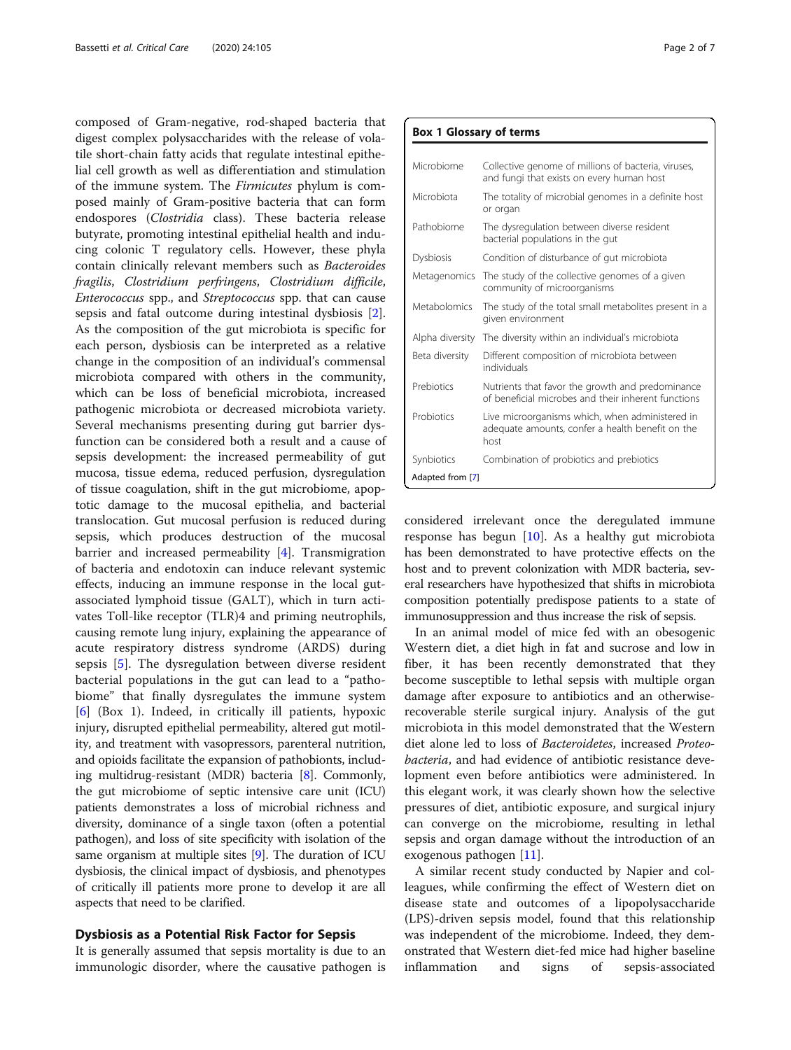composed of Gram-negative, rod-shaped bacteria that digest complex polysaccharides with the release of volatile short-chain fatty acids that regulate intestinal epithelial cell growth as well as differentiation and stimulation of the immune system. The *Firmicutes* phylum is composed mainly of Gram-positive bacteria that can form endospores (*Clostridia* class). These bacteria release butyrate, promoting intestinal epithelial health and inducing colonic T regulatory cells. However, these phyla contain clinically relevant members such as *Bacteroides fragilis*, *Clostridium perfringens*, *Clostridium difficile*, *Enterococcus* spp., and *Streptococcus* spp. that can cause sepsis and fatal outcome during intestinal dysbiosis [2]. As the composition of the gut microbiota is specific for each person, dysbiosis can be interpreted as a relative change in the composition of an individual's commensal microbiota compared with others in the community, which can be loss of beneficial microbiota, increased pathogenic microbiota or decreased microbiota variety. Several mechanisms presenting during gut barrier dysfunction can be considered both a result and a cause of sepsis development: the increased permeability of gut mucosa, tissue edema, reduced perfusion, dysregulation of tissue coagulation, shift in the gut microbiome, apoptotic damage to the mucosal epithelia, and bacterial translocation. Gut mucosal perfusion is reduced during sepsis, which produces destruction of the mucosal barrier and increased permeability [4]. Transmigration of bacteria and endotoxin can induce relevant systemic effects, inducing an immune response in the local gut-associated lymphoid tissue (GALT), which in turn activates Toll-like receptor (TLR)4 and priming neutrophils, causing remote lung injury, explaining the appearance of acute respiratory distress syndrome (ARDS) during sepsis [5]. The dysregulation between diverse resident bacterial populations in the gut can lead to a "pathobiome" that finally dysregulates the immune system [6] (Box 1). Indeed, in critically ill patients, hypoxic injury, disrupted epithelial permeability, altered gut motility, and treatment with vasopressors, parenteral nutrition, and opioids facilitate the expansion of pathobionts, including multidrug-resistant (MDR) bacteria [8]. Commonly, the gut microbiome of septic intensive care unit (ICU) patients demonstrates a loss of microbial richness and diversity, dominance of a single taxon (often a potential pathogen), and loss of site specificity with isolation of the same organism at multiple sites [9]. The duration of ICU dysbiosis, the clinical impact of dysbiosis, and phenotypes of critically ill patients more prone to develop it are all aspects that need to be clarified.

**Box 1 Glossary of terms**

| | |
|---|---|
| Microbiome | Collective genome of millions of bacteria, viruses, and fungi that exists on every human host |
| Microbiota | The totality of microbial genomes in a definite host or organ |
| Pathobiome | The dysregulation between diverse resident bacterial populations in the gut |
| Dysbiosis | Condition of disturbance of gut microbiota |
| Metagenomics | The study of the collective genomes of a given community of microorganisms |
| Metabolomics | The study of the total small metabolites present in a given environment |
| Alpha diversity | The diversity within an individual's microbiota |
| Beta diversity | Different composition of microbiota between individuals |
| Prebiotics | Nutrients that favor the growth and predominance of beneficial microbes and their inherent functions |
| Probiotics | Live microorganisms which, when administered in adequate amounts, confer a health benefit on the host |
| Synbiotics | Combination of probiotics and prebiotics |

Adapted from [7]

## Dysbiosis as a Potential Risk Factor for Sepsis

It is generally assumed that sepsis mortality is due to an immunologic disorder, where the causative pathogen is considered irrelevant once the deregulated immune response has begun [10]. As a healthy gut microbiota has been demonstrated to have protective effects on the host and to prevent colonization with MDR bacteria, several researchers have hypothesized that shifts in microbiota composition potentially predispose patients to a state of immunosuppression and thus increase the risk of sepsis.

In an animal model of mice fed with an obesogenic Western diet, a diet high in fat and sucrose and low in fiber, it has been recently demonstrated that they become susceptible to lethal sepsis with multiple organ damage after exposure to antibiotics and an otherwise-recoverable sterile surgical injury. Analysis of the gut microbiota in this model demonstrated that the Western diet alone led to loss of *Bacteroidetes*, increased *Proteobacteria*, and had evidence of antibiotic resistance development even before antibiotics were administered. In this elegant work, it was clearly shown how the selective pressures of diet, antibiotic exposure, and surgical injury can converge on the microbiome, resulting in lethal sepsis and organ damage without the introduction of an exogenous pathogen [11].

A similar recent study conducted by Napier and colleagues, while confirming the effect of Western diet on disease state and outcomes of a lipopolysaccharide (LPS)-driven sepsis model, found that this relationship was independent of the microbiome. Indeed, they demonstrated that Western diet-fed mice had higher baseline inflammation and signs of sepsis-associated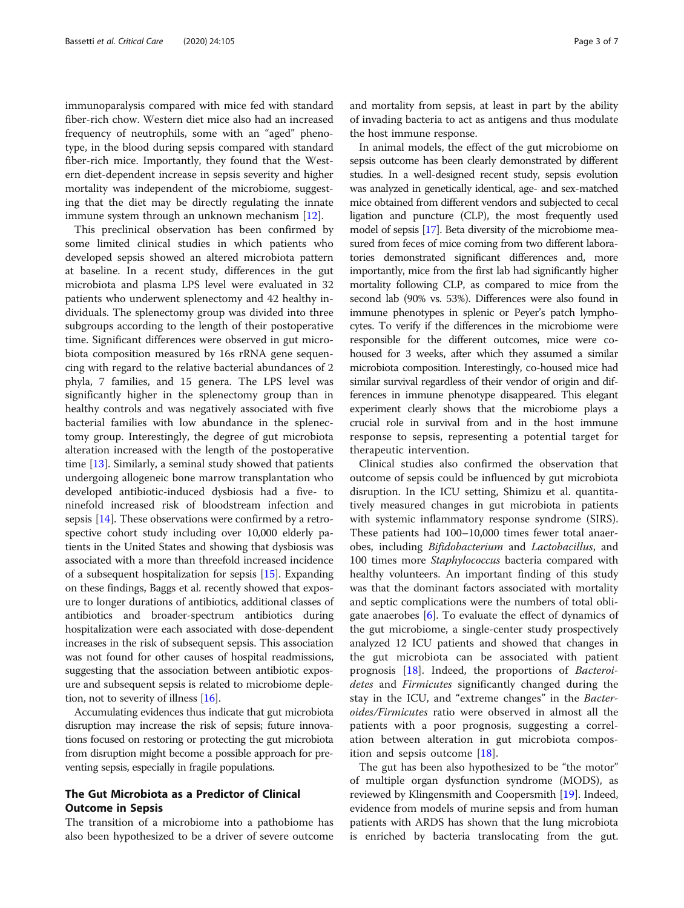immunoparalysis compared with mice fed with standard fiber-rich chow. Western diet mice also had an increased frequency of neutrophils, some with an "aged" phenotype, in the blood during sepsis compared with standard fiber-rich mice. Importantly, they found that the Western diet-dependent increase in sepsis severity and higher mortality was independent of the microbiome, suggesting that the diet may be directly regulating the innate immune system through an unknown mechanism [12].

This preclinical observation has been confirmed by some limited clinical studies in which patients who developed sepsis showed an altered microbiota pattern at baseline. In a recent study, differences in the gut microbiota and plasma LPS level were evaluated in 32 patients who underwent splenectomy and 42 healthy individuals. The splenectomy group was divided into three subgroups according to the length of their postoperative time. Significant differences were observed in gut microbiota composition measured by 16s rRNA gene sequencing with regard to the relative bacterial abundances of 2 phyla, 7 families, and 15 genera. The LPS level was significantly higher in the splenectomy group than in healthy controls and was negatively associated with five bacterial families with low abundance in the splenectomy group. Interestingly, the degree of gut microbiota alteration increased with the length of the postoperative time [13]. Similarly, a seminal study showed that patients undergoing allogeneic bone marrow transplantation who developed antibiotic-induced dysbiosis had a five- to ninefold increased risk of bloodstream infection and sepsis [14]. These observations were confirmed by a retrospective cohort study including over 10,000 elderly patients in the United States and showing that dysbiosis was associated with a more than threefold increased incidence of a subsequent hospitalization for sepsis [15]. Expanding on these findings, Baggs et al. recently showed that exposure to longer durations of antibiotics, additional classes of antibiotics and broader-spectrum antibiotics during hospitalization were each associated with dose-dependent increases in the risk of subsequent sepsis. This association was not found for other causes of hospital readmissions, suggesting that the association between antibiotic exposure and subsequent sepsis is related to microbiome depletion, not to severity of illness [16].

Accumulating evidences thus indicate that gut microbiota disruption may increase the risk of sepsis; future innovations focused on restoring or protecting the gut microbiota from disruption might become a possible approach for preventing sepsis, especially in fragile populations.

## The Gut Microbiota as a Predictor of Clinical Outcome in Sepsis

The transition of a microbiome into a pathobiome has also been hypothesized to be a driver of severe outcome and mortality from sepsis, at least in part by the ability of invading bacteria to act as antigens and thus modulate the host immune response.

In animal models, the effect of the gut microbiome on sepsis outcome has been clearly demonstrated by different studies. In a well-designed recent study, sepsis evolution was analyzed in genetically identical, age- and sex-matched mice obtained from different vendors and subjected to cecal ligation and puncture (CLP), the most frequently used model of sepsis [17]. Beta diversity of the microbiome measured from feces of mice coming from two different laboratories demonstrated significant differences and, more importantly, mice from the first lab had significantly higher mortality following CLP, as compared to mice from the second lab (90% vs. 53%). Differences were also found in immune phenotypes in splenic or Peyer's patch lymphocytes. To verify if the differences in the microbiome were responsible for the different outcomes, mice were co-housed for 3 weeks, after which they assumed a similar microbiota composition. Interestingly, co-housed mice had similar survival regardless of their vendor of origin and differences in immune phenotype disappeared. This elegant experiment clearly shows that the microbiome plays a crucial role in survival from and in the host immune response to sepsis, representing a potential target for therapeutic intervention.

Clinical studies also confirmed the observation that outcome of sepsis could be influenced by gut microbiota disruption. In the ICU setting, Shimizu et al. quantitatively measured changes in gut microbiota in patients with systemic inflammatory response syndrome (SIRS). These patients had 100–10,000 times fewer total anaerobes, including *Bifidobacterium* and *Lactobacillus*, and 100 times more *Staphylococcus* bacteria compared with healthy volunteers. An important finding of this study was that the dominant factors associated with mortality and septic complications were the numbers of total obligate anaerobes [6]. To evaluate the effect of dynamics of the gut microbiome, a single-center study prospectively analyzed 12 ICU patients and showed that changes in the gut microbiota can be associated with patient prognosis [18]. Indeed, the proportions of *Bacteroidetes* and *Firmicutes* significantly changed during the stay in the ICU, and "extreme changes" in the *Bacteroides/Firmicutes* ratio were observed in almost all the patients with a poor prognosis, suggesting a correlation between alteration in gut microbiota composition and sepsis outcome [18].

The gut has been also hypothesized to be "the motor" of multiple organ dysfunction syndrome (MODS), as reviewed by Klingensmith and Coopersmith [19]. Indeed, evidence from models of murine sepsis and from human patients with ARDS has shown that the lung microbiota is enriched by bacteria translocating from the gut.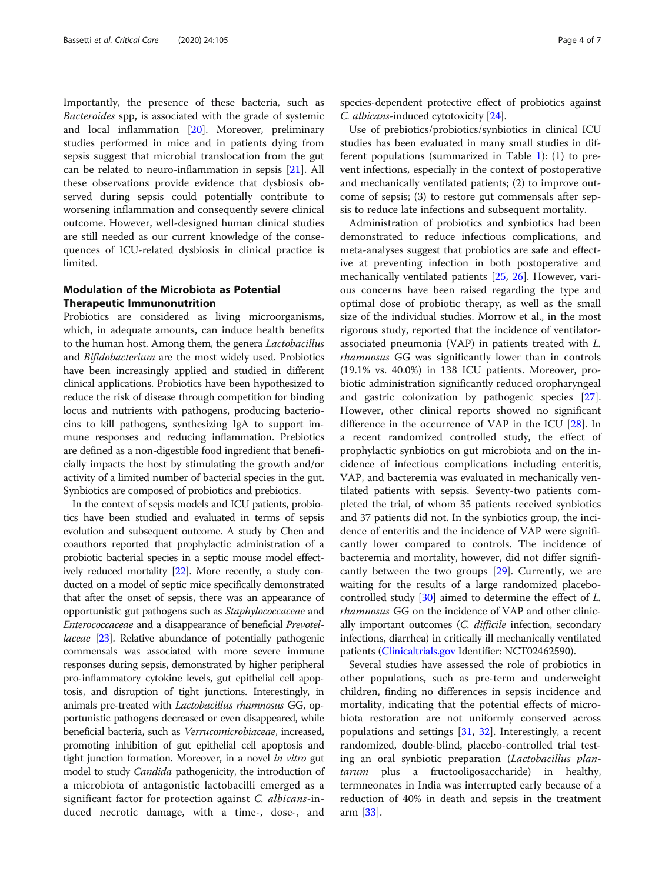Importantly, the presence of these bacteria, such as *Bacteroides* spp, is associated with the grade of systemic and local inflammation [20]. Moreover, preliminary studies performed in mice and in patients dying from sepsis suggest that microbial translocation from the gut can be related to neuro-inflammation in sepsis [21]. All these observations provide evidence that dysbiosis observed during sepsis could potentially contribute to worsening inflammation and consequently severe clinical outcome. However, well-designed human clinical studies are still needed as our current knowledge of the consequences of ICU-related dysbiosis in clinical practice is limited.

## Modulation of the Microbiota as Potential Therapeutic Immunonutrition

Probiotics are considered as living microorganisms, which, in adequate amounts, can induce health benefits to the human host. Among them, the genera *Lactobacillus* and *Bifidobacterium* are the most widely used. Probiotics have been increasingly applied and studied in different clinical applications. Probiotics have been hypothesized to reduce the risk of disease through competition for binding locus and nutrients with pathogens, producing bacteriocins to kill pathogens, synthesizing IgA to support immune responses and reducing inflammation. Prebiotics are defined as a non-digestible food ingredient that beneficially impacts the host by stimulating the growth and/or activity of a limited number of bacterial species in the gut. Synbiotics are composed of probiotics and prebiotics.

In the context of sepsis models and ICU patients, probiotics have been studied and evaluated in terms of sepsis evolution and subsequent outcome. A study by Chen and coauthors reported that prophylactic administration of a probiotic bacterial species in a septic mouse model effectively reduced mortality [22]. More recently, a study conducted on a model of septic mice specifically demonstrated that after the onset of sepsis, there was an appearance of opportunistic gut pathogens such as *Staphylococcaceae* and *Enterococcaceae* and a disappearance of beneficial *Prevotellaceae* [23]. Relative abundance of potentially pathogenic commensals was associated with more severe immune responses during sepsis, demonstrated by higher peripheral pro-inflammatory cytokine levels, gut epithelial cell apoptosis, and disruption of tight junctions. Interestingly, in animals pre-treated with *Lactobacillus rhamnosus* GG, opportunistic pathogens decreased or even disappeared, while beneficial bacteria, such as *Verrucomicrobiaceae*, increased, promoting inhibition of gut epithelial cell apoptosis and tight junction formation. Moreover, in a novel *in vitro* gut model to study *Candida* pathogenicity, the introduction of a microbiota of antagonistic lactobacilli emerged as a significant factor for protection against *C. albicans*-induced necrotic damage, with a time-, dose-, and species-dependent protective effect of probiotics against *C. albicans*-induced cytotoxicity [24].

Use of prebiotics/probiotics/synbiotics in clinical ICU studies has been evaluated in many small studies in different populations (summarized in Table 1): (1) to prevent infections, especially in the context of postoperative and mechanically ventilated patients; (2) to improve outcome of sepsis; (3) to restore gut commensals after sepsis to reduce late infections and subsequent mortality.

Administration of probiotics and synbiotics had been demonstrated to reduce infectious complications, and meta-analyses suggest that probiotics are safe and effective at preventing infection in both postoperative and mechanically ventilated patients [25, 26]. However, various concerns have been raised regarding the type and optimal dose of probiotic therapy, as well as the small size of the individual studies. Morrow et al., in the most rigorous study, reported that the incidence of ventilator-associated pneumonia (VAP) in patients treated with *L. rhamnosus* GG was significantly lower than in controls (19.1% vs. 40.0%) in 138 ICU patients. Moreover, probiotic administration significantly reduced oropharyngeal and gastric colonization by pathogenic species [27]. However, other clinical reports showed no significant difference in the occurrence of VAP in the ICU [28]. In a recent randomized controlled study, the effect of prophylactic synbiotics on gut microbiota and on the incidence of infectious complications including enteritis, VAP, and bacteremia was evaluated in mechanically ventilated patients with sepsis. Seventy-two patients completed the trial, of whom 35 patients received synbiotics and 37 patients did not. In the synbiotics group, the incidence of enteritis and the incidence of VAP were significantly lower compared to controls. The incidence of bacteremia and mortality, however, did not differ significantly between the two groups [29]. Currently, we are waiting for the results of a large randomized placebo-controlled study [30] aimed to determine the effect of *L. rhamnosus* GG on the incidence of VAP and other clinically important outcomes (*C. difficile* infection, secondary infections, diarrhea) in critically ill mechanically ventilated patients (Clinicaltrials.gov Identifier: NCT02462590).

Several studies have assessed the role of probiotics in other populations, such as pre-term and underweight children, finding no differences in sepsis incidence and mortality, indicating that the potential effects of microbiota restoration are not uniformly conserved across populations and settings [31, 32]. Interestingly, a recent randomized, double-blind, placebo-controlled trial testing an oral synbiotic preparation (*Lactobacillus plantarum* plus a fructooligosaccharide) in healthy, termneonates in India was interrupted early because of a reduction of 40% in death and sepsis in the treatment arm [33].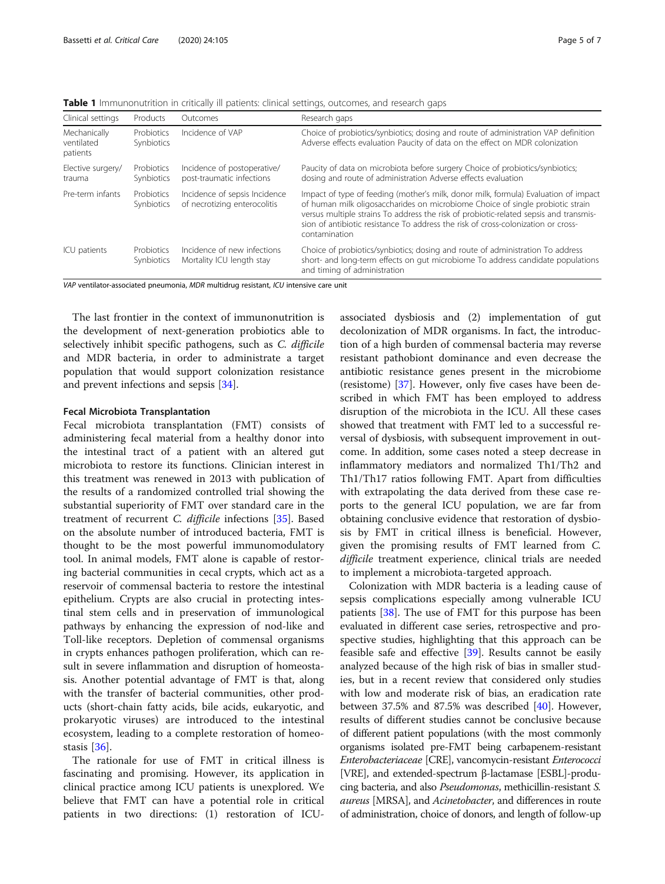**Table 1** Immunonutrition in critically ill patients: clinical settings, outcomes, and research gaps

| Clinical settings | Products | Outcomes | Research gaps |
|---|---|---|---|
| Mechanically ventilated patients | Probiotics Synbiotics | Incidence of VAP | Choice of probiotics/synbiotics; dosing and route of administration VAP definition Adverse effects evaluation Paucity of data on the effect on MDR colonization |
| Elective surgery/ trauma | Probiotics Synbiotics | Incidence of postoperative/ post-traumatic infections | Paucity of data on microbiota before surgery Choice of probiotics/synbiotics; dosing and route of administration Adverse effects evaluation |
| Pre-term infants | Probiotics Synbiotics | Incidence of sepsis Incidence of necrotizing enterocolitis | Impact of type of feeding (mother's milk, donor milk, formula) Evaluation of impact of human milk oligosaccharides on microbiome Choice of single probiotic strain versus multiple strains To address the risk of probiotic-related sepsis and transmission of antibiotic resistance To address the risk of cross-colonization or cross-contamination |
| ICU patients | Probiotics Synbiotics | Incidence of new infections Mortality ICU length stay | Choice of probiotics/synbiotics; dosing and route of administration To address short- and long-term effects on gut microbiome To address candidate populations and timing of administration |

*VAP* ventilator-associated pneumonia, *MDR* multidrug resistant, *ICU* intensive care unit

The last frontier in the context of immunonutrition is the development of next-generation probiotics able to selectively inhibit specific pathogens, such as *C. difficile* and MDR bacteria, in order to administrate a target population that would support colonization resistance and prevent infections and sepsis [34].

#### Fecal Microbiota Transplantation

Fecal microbiota transplantation (FMT) consists of administering fecal material from a healthy donor into the intestinal tract of a patient with an altered gut microbiota to restore its functions. Clinician interest in this treatment was renewed in 2013 with publication of the results of a randomized controlled trial showing the substantial superiority of FMT over standard care in the treatment of recurrent *C. difficile* infections [35]. Based on the absolute number of introduced bacteria, FMT is thought to be the most powerful immunomodulatory tool. In animal models, FMT alone is capable of restoring bacterial communities in cecal crypts, which act as a reservoir of commensal bacteria to restore the intestinal epithelium. Crypts are also crucial in protecting intestinal stem cells and in preservation of immunological pathways by enhancing the expression of nod-like and Toll-like receptors. Depletion of commensal organisms in crypts enhances pathogen proliferation, which can result in severe inflammation and disruption of homeostasis. Another potential advantage of FMT is that, along with the transfer of bacterial communities, other products (short-chain fatty acids, bile acids, eukaryotic, and prokaryotic viruses) are introduced to the intestinal ecosystem, leading to a complete restoration of homeostasis [36].

The rationale for use of FMT in critical illness is fascinating and promising. However, its application in clinical practice among ICU patients is unexplored. We believe that FMT can have a potential role in critical patients in two directions: (1) restoration of ICU-associated dysbiosis and (2) implementation of gut decolonization of MDR organisms. In fact, the introduction of a high burden of commensal bacteria may reverse resistant pathobiont dominance and even decrease the antibiotic resistance genes present in the microbiome (resistome) [37]. However, only five cases have been described in which FMT has been employed to address disruption of the microbiota in the ICU. All these cases showed that treatment with FMT led to a successful reversal of dysbiosis, with subsequent improvement in outcome. In addition, some cases noted a steep decrease in inflammatory mediators and normalized Th1/Th2 and Th1/Th17 ratios following FMT. Apart from difficulties with extrapolating the data derived from these case reports to the general ICU population, we are far from obtaining conclusive evidence that restoration of dysbiosis by FMT in critical illness is beneficial. However, given the promising results of FMT learned from *C. difficile* treatment experience, clinical trials are needed to implement a microbiota-targeted approach.

Colonization with MDR bacteria is a leading cause of sepsis complications especially among vulnerable ICU patients [38]. The use of FMT for this purpose has been evaluated in different case series, retrospective and prospective studies, highlighting that this approach can be feasible safe and effective [39]. Results cannot be easily analyzed because of the high risk of bias in smaller studies, but in a recent review that considered only studies with low and moderate risk of bias, an eradication rate between 37.5% and 87.5% was described [40]. However, results of different studies cannot be conclusive because of different patient populations (with the most commonly organisms isolated pre-FMT being carbapenem-resistant *Enterobacteriaceae* [CRE], vancomycin-resistant *Enterococci* [VRE], and extended-spectrum β-lactamase [ESBL]-producing bacteria, and also *Pseudomonas*, methicillin-resistant *S. aureus* [MRSA], and *Acinetobacter*, and differences in route of administration, choice of donors, and length of follow-up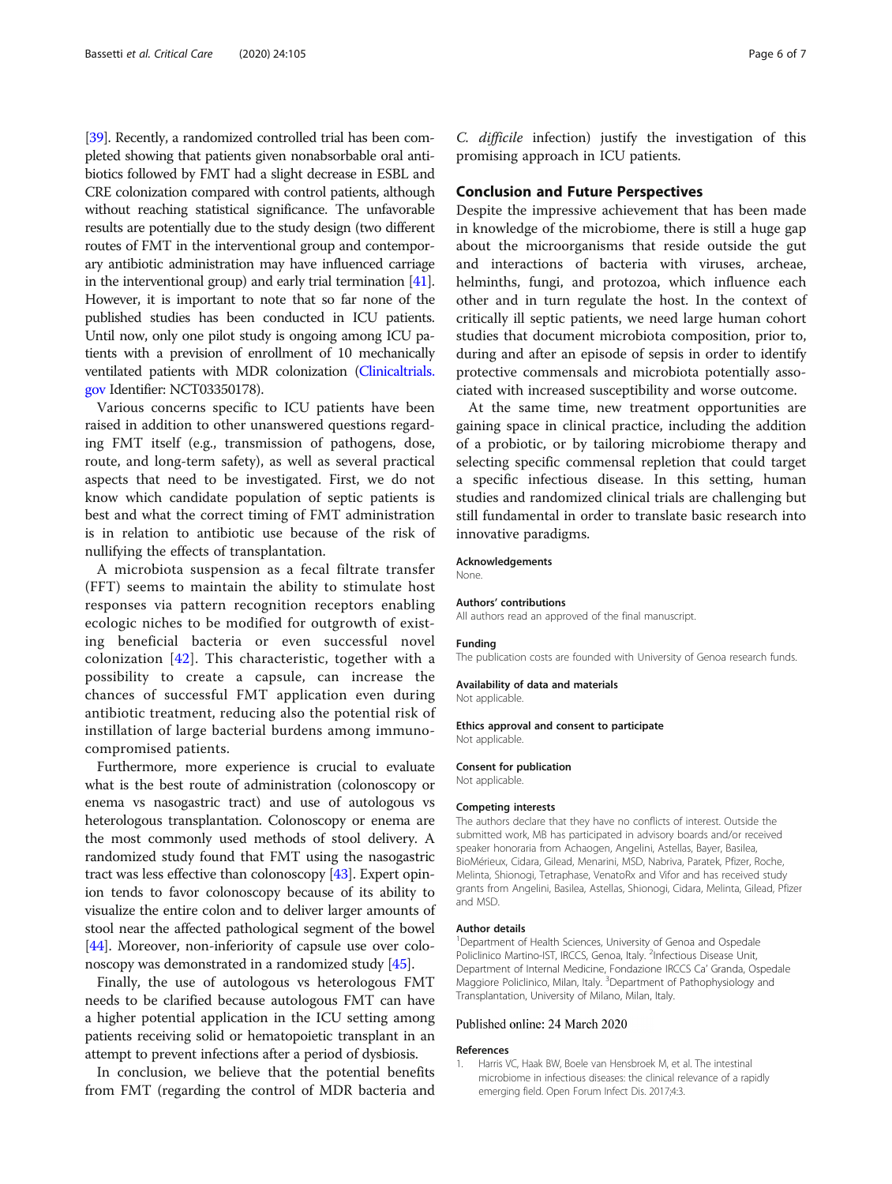[39]. Recently, a randomized controlled trial has been completed showing that patients given nonabsorbable oral antibiotics followed by FMT had a slight decrease in ESBL and CRE colonization compared with control patients, although without reaching statistical significance. The unfavorable results are potentially due to the study design (two different routes of FMT in the interventional group and contemporary antibiotic administration may have influenced carriage in the interventional group) and early trial termination [41]. However, it is important to note that so far none of the published studies has been conducted in ICU patients. Until now, only one pilot study is ongoing among ICU patients with a prevision of enrollment of 10 mechanically ventilated patients with MDR colonization (Clinicaltrials.gov Identifier: NCT03350178).

Various concerns specific to ICU patients have been raised in addition to other unanswered questions regarding FMT itself (e.g., transmission of pathogens, dose, route, and long-term safety), as well as several practical aspects that need to be investigated. First, we do not know which candidate population of septic patients is best and what the correct timing of FMT administration is in relation to antibiotic use because of the risk of nullifying the effects of transplantation.

A microbiota suspension as a fecal filtrate transfer (FFT) seems to maintain the ability to stimulate host responses via pattern recognition receptors enabling ecologic niches to be modified for outgrowth of existing beneficial bacteria or even successful novel colonization [42]. This characteristic, together with a possibility to create a capsule, can increase the chances of successful FMT application even during antibiotic treatment, reducing also the potential risk of instillation of large bacterial burdens among immunocompromised patients.

Furthermore, more experience is crucial to evaluate what is the best route of administration (colonoscopy or enema vs nasogastric tract) and use of autologous vs heterologous transplantation. Colonoscopy or enema are the most commonly used methods of stool delivery. A randomized study found that FMT using the nasogastric tract was less effective than colonoscopy [43]. Expert opinion tends to favor colonoscopy because of its ability to visualize the entire colon and to deliver larger amounts of stool near the affected pathological segment of the bowel [44]. Moreover, non-inferiority of capsule use over colonoscopy was demonstrated in a randomized study [45].

Finally, the use of autologous vs heterologous FMT needs to be clarified because autologous FMT can have a higher potential application in the ICU setting among patients receiving solid or hematopoietic transplant in an attempt to prevent infections after a period of dysbiosis.

In conclusion, we believe that the potential benefits from FMT (regarding the control of MDR bacteria and *C. difficile* infection) justify the investigation of this promising approach in ICU patients.

## Conclusion and Future Perspectives

Despite the impressive achievement that has been made in knowledge of the microbiome, there is still a huge gap about the microorganisms that reside outside the gut and interactions of bacteria with viruses, archeae, helminths, fungi, and protozoa, which influence each other and in turn regulate the host. In the context of critically ill septic patients, we need large human cohort studies that document microbiota composition, prior to, during and after an episode of sepsis in order to identify protective commensals and microbiota potentially associated with increased susceptibility and worse outcome.

At the same time, new treatment opportunities are gaining space in clinical practice, including the addition of a probiotic, or by tailoring microbiome therapy and selecting specific commensal repletion that could target a specific infectious disease. In this setting, human studies and randomized clinical trials are challenging but still fundamental in order to translate basic research into innovative paradigms.

#### Acknowledgements

None.

#### Authors' contributions

All authors read an approved of the final manuscript.

#### Funding

The publication costs are founded with University of Genoa research funds.

#### Availability of data and materials

Not applicable.

#### Ethics approval and consent to participate

Not applicable.

#### Consent for publication

Not applicable.

#### Competing interests

The authors declare that they have no conflicts of interest. Outside the submitted work, MB has participated in advisory boards and/or received speaker honoraria from Achaogen, Angelini, Astellas, Bayer, Basilea, BioMérieux, Cidara, Gilead, Menarini, MSD, Nabriva, Paratek, Pfizer, Roche, Melinta, Shionogi, Tetraphase, VenatoRx and Vifor and has received study grants from Angelini, Basilea, Astellas, Shionogi, Cidara, Melinta, Gilead, Pfizer and MSD.

#### Author details

[1]Department of Health Sciences, University of Genoa and Ospedale Policlinico Martino-IST, IRCCS, Genoa, Italy. [2]Infectious Disease Unit, Department of Internal Medicine, Fondazione IRCCS Ca' Granda, Ospedale Maggiore Policlinico, Milan, Italy. [3]Department of Pathophysiology and Transplantation, University of Milano, Milan, Italy.

Published online: 24 March 2020

#### References

1. Harris VC, Haak BW, Boele van Hensbroek M, et al. The intestinal microbiome in infectious diseases: the clinical relevance of a rapidly emerging field. Open Forum Infect Dis. 2017;4:3.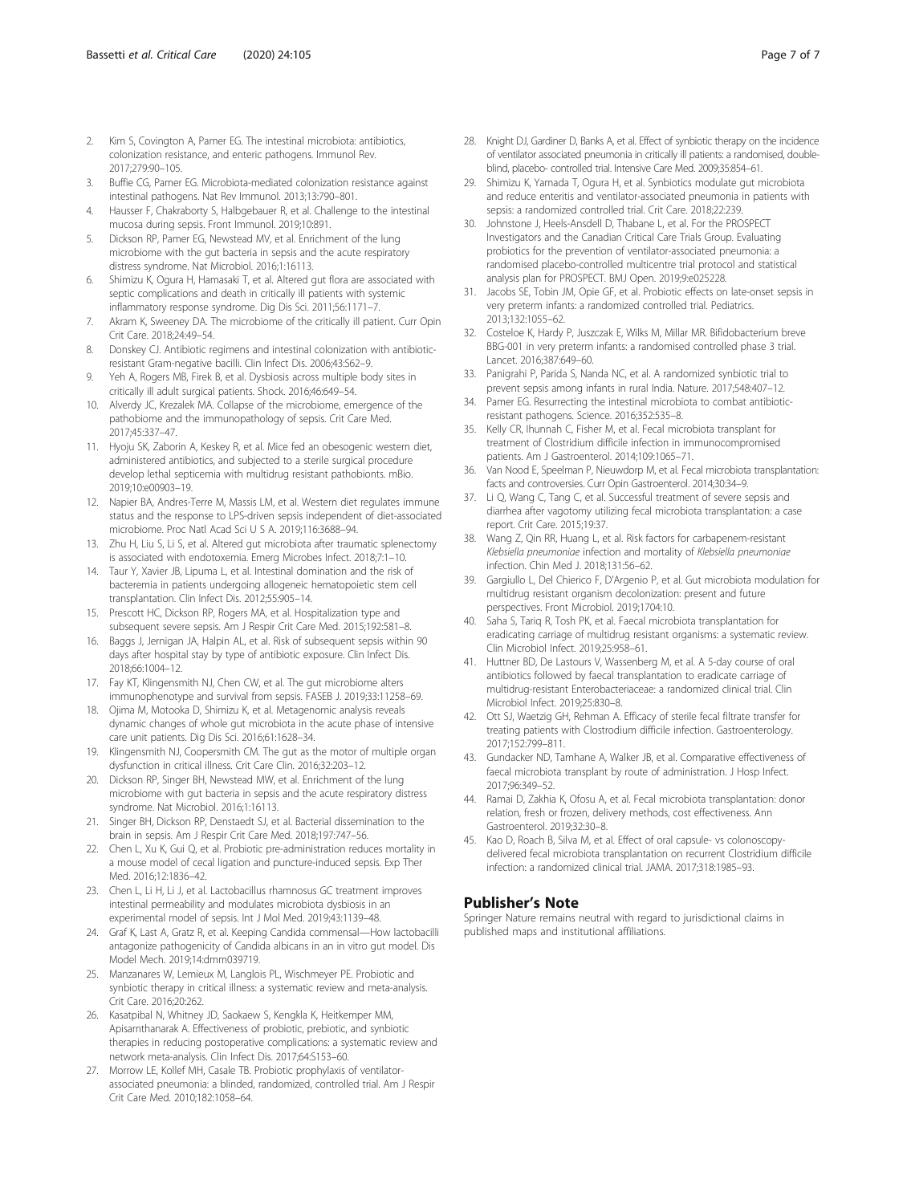2. Kim S, Covington A, Pamer EG. The intestinal microbiota: antibiotics, colonization resistance, and enteric pathogens. Immunol Rev. 2017;279:90–105.
3. Buffie CG, Pamer EG. Microbiota-mediated colonization resistance against intestinal pathogens. Nat Rev Immunol. 2013;13:790–801.
4. Hausser F, Chakraborty S, Halbgebauer R, et al. Challenge to the intestinal mucosa during sepsis. Front Immunol. 2019;10:891.
5. Dickson RP, Pamer EG, Newstead MV, et al. Enrichment of the lung microbiome with the gut bacteria in sepsis and the acute respiratory distress syndrome. Nat Microbiol. 2016;1:16113.
6. Shimizu K, Ogura H, Hamasaki T, et al. Altered gut flora are associated with septic complications and death in critically ill patients with systemic inflammatory response syndrome. Dig Dis Sci. 2011;56:1171–7.
7. Akram K, Sweeney DA. The microbiome of the critically ill patient. Curr Opin Crit Care. 2018;24:49–54.
8. Donskey CJ. Antibiotic regimens and intestinal colonization with antibiotic-resistant Gram-negative bacilli. Clin Infect Dis. 2006;43:S62–9.
9. Yeh A, Rogers MB, Firek B, et al. Dysbiosis across multiple body sites in critically ill adult surgical patients. Shock. 2016;46:649–54.
10. Alverdy JC, Krezalek MA. Collapse of the microbiome, emergence of the pathobiome and the immunopathology of sepsis. Crit Care Med. 2017;45:337–47.
11. Hyoju SK, Zaborin A, Keskey R, et al. Mice fed an obesogenic western diet, administered antibiotics, and subjected to a sterile surgical procedure develop lethal septicemia with multidrug resistant pathobionts. mBio. 2019;10:e00903–19.
12. Napier BA, Andres-Terre M, Massis LM, et al. Western diet regulates immune status and the response to LPS-driven sepsis independent of diet-associated microbiome. Proc Natl Acad Sci U S A. 2019;116:3688–94.
13. Zhu H, Liu S, Li S, et al. Altered gut microbiota after traumatic splenectomy is associated with endotoxemia. Emerg Microbes Infect. 2018;7:1–10.
14. Taur Y, Xavier JB, Lipuma L, et al. Intestinal domination and the risk of bacteremia in patients undergoing allogeneic hematopoietic stem cell transplantation. Clin Infect Dis. 2012;55:905–14.
15. Prescott HC, Dickson RP, Rogers MA, et al. Hospitalization type and subsequent severe sepsis. Am J Respir Crit Care Med. 2015;192:581–8.
16. Baggs J, Jernigan JA, Halpin AL, et al. Risk of subsequent sepsis within 90 days after hospital stay by type of antibiotic exposure. Clin Infect Dis. 2018;66:1004–12.
17. Fay KT, Klingensmith NJ, Chen CW, et al. The gut microbiome alters immunophenotype and survival from sepsis. FASEB J. 2019;33:11258–69.
18. Ojima M, Motooka D, Shimizu K, et al. Metagenomic analysis reveals dynamic changes of whole gut microbiota in the acute phase of intensive care unit patients. Dig Dis Sci. 2016;61:1628–34.
19. Klingensmith NJ, Coopersmith CM. The gut as the motor of multiple organ dysfunction in critical illness. Crit Care Clin. 2016;32:203–12.
20. Dickson RP, Singer BH, Newstead MW, et al. Enrichment of the lung microbiome with gut bacteria in sepsis and the acute respiratory distress syndrome. Nat Microbiol. 2016;1:16113.
21. Singer BH, Dickson RP, Denstaedt SJ, et al. Bacterial dissemination to the brain in sepsis. Am J Respir Crit Care Med. 2018;197:747–56.
22. Chen L, Xu K, Gui Q, et al. Probiotic pre-administration reduces mortality in a mouse model of cecal ligation and puncture-induced sepsis. Exp Ther Med. 2016;12:1836–42.
23. Chen L, Li H, Li J, et al. Lactobacillus rhamnosus GG treatment improves intestinal permeability and modulates microbiota dysbiosis in an experimental model of sepsis. Int J Mol Med. 2019;43:1139–48.
24. Graf K, Last A, Gratz R, et al. Keeping Candida commensal—How lactobacilli antagonize pathogenicity of Candida albicans in an in vitro gut model. Dis Model Mech. 2019;14:dmm039719.
25. Manzanares W, Lemieux M, Langlois PL, Wischmeyer PE. Probiotic and synbiotic therapy in critical illness: a systematic review and meta-analysis. Crit Care. 2016;20:262.
26. Kasatpibal N, Whitney JD, Saokaew S, Kengkla K, Heitkemper MM, Apisarnthanarak A. Effectiveness of probiotic, prebiotic, and synbiotic therapies in reducing postoperative complications: a systematic review and network meta-analysis. Clin Infect Dis. 2017;64:S153–60.
27. Morrow LE, Kollef MH, Casale TB. Probiotic prophylaxis of ventilator-associated pneumonia: a blinded, randomized, controlled trial. Am J Respir Crit Care Med. 2010;182:1058–64.
28. Knight DJ, Gardiner D, Banks A, et al. Effect of synbiotic therapy on the incidence of ventilator associated pneumonia in critically ill patients: a randomised, double-blind, placebo- controlled trial. Intensive Care Med. 2009;35:854–61.
29. Shimizu K, Yamada T, Ogura H, et al. Synbiotics modulate gut microbiota and reduce enteritis and ventilator-associated pneumonia in patients with sepsis: a randomized controlled trial. Crit Care. 2018;22:239.
30. Johnstone J, Heels-Ansdell D, Thabane L, et al. For the PROSPECT Investigators and the Canadian Critical Care Trials Group. Evaluating probiotics for the prevention of ventilator-associated pneumonia: a randomised placebo-controlled multicentre trial protocol and statistical analysis plan for PROSPECT. BMJ Open. 2019;9:e025228.
31. Jacobs SE, Tobin JM, Opie GF, et al. Probiotic effects on late-onset sepsis in very preterm infants: a randomized controlled trial. Pediatrics. 2013;132:1055–62.
32. Costeloe K, Hardy P, Juszczak E, Wilks M, Millar MR. Bifidobacterium breve BBG-001 in very preterm infants: a randomised controlled phase 3 trial. Lancet. 2016;387:649–60.
33. Panigrahi P, Parida S, Nanda NC, et al. A randomized synbiotic trial to prevent sepsis among infants in rural India. Nature. 2017;548:407–12.
34. Pamer EG. Resurrecting the intestinal microbiota to combat antibiotic-resistant pathogens. Science. 2016;352:535–8.
35. Kelly CR, Ihunnah C, Fisher M, et al. Fecal microbiota transplant for treatment of Clostridium difficile infection in immunocompromised patients. Am J Gastroenterol. 2014;109:1065–71.
36. Van Nood E, Speelman P, Nieuwdorp M, et al. Fecal microbiota transplantation: facts and controversies. Curr Opin Gastroenterol. 2014;30:34–9.
37. Li Q, Wang C, Tang C, et al. Successful treatment of severe sepsis and diarrhea after vagotomy utilizing fecal microbiota transplantation: a case report. Crit Care. 2015;19:37.
38. Wang Z, Qin RR, Huang L, et al. Risk factors for carbapenem-resistant *Klebsiella pneumoniae* infection and mortality of *Klebsiella pneumoniae* infection. Chin Med J. 2018;131:56–62.
39. Gargiullo L, Del Chierico F, D'Argenio P, et al. Gut microbiota modulation for multidrug resistant organism decolonization: present and future perspectives. Front Microbiol. 2019;1704:10.
40. Saha S, Tariq R, Tosh PK, et al. Faecal microbiota transplantation for eradicating carriage of multidrug resistant organisms: a systematic review. Clin Microbiol Infect. 2019;25:958–61.
41. Huttner BD, De Lastours V, Wassenberg M, et al. A 5-day course of oral antibiotics followed by faecal transplantation to eradicate carriage of multidrug-resistant Enterobacteriaceae: a randomized clinical trial. Clin Microbiol Infect. 2019;25:830–8.
42. Ott SJ, Waetzig GH, Rehman A. Efficacy of sterile fecal filtrate transfer for treating patients with Clostrodium difficile infection. Gastroenterology. 2017;152:799–811.
43. Gundacker ND, Tamhane A, Walker JB, et al. Comparative effectiveness of faecal microbiota transplant by route of administration. J Hosp Infect. 2017;96:349–52.
44. Ramai D, Zakhia K, Ofosu A, et al. Fecal microbiota transplantation: donor relation, fresh or frozen, delivery methods, cost effectiveness. Ann Gastroenterol. 2019;32:30–8.
45. Kao D, Roach B, Silva M, et al. Effect of oral capsule- vs colonoscopy-delivered fecal microbiota transplantation on recurrent Clostridium difficile infection: a randomized clinical trial. JAMA. 2017;318:1985–93.

## Publisher's Note

Springer Nature remains neutral with regard to jurisdictional claims in published maps and institutional affiliations.